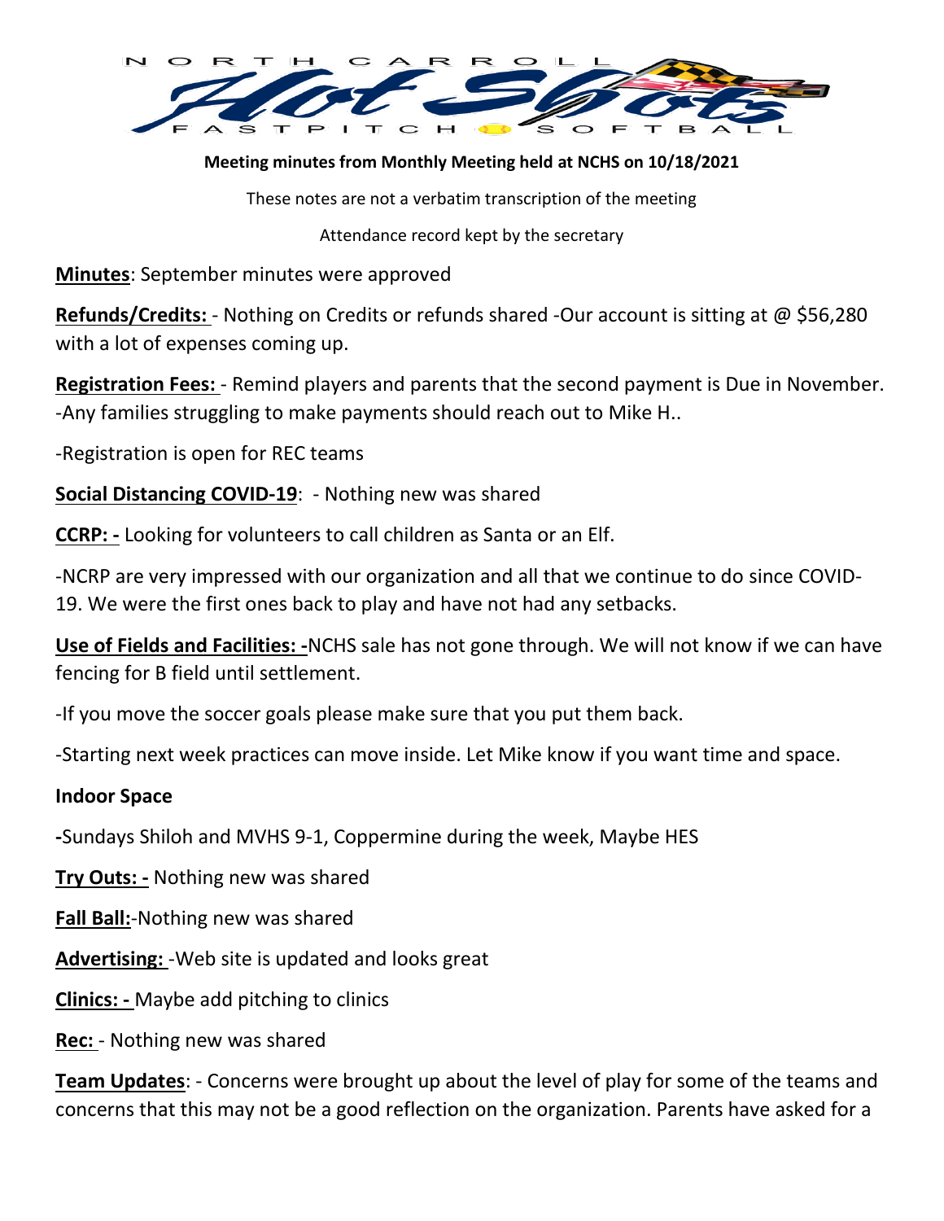NORTH CARROLL Hot Shots FASTPITCH SOFTBALL

**Meeting minutes from Monthly Meeting held at NCHS on 10/18/2021**

These notes are not a verbatim transcription of the meeting

Attendance record kept by the secretary

**Minutes**: September minutes were approved

**Refunds/Credits:** - Nothing on Credits or refunds shared -Our account is sitting at @ $56,280 with a lot of expenses coming up.

**Registration Fees:** - Remind players and parents that the second payment is Due in November. -Any families struggling to make payments should reach out to Mike H..

-Registration is open for REC teams

**Social Distancing COVID-19**: - Nothing new was shared

**CCRP: -** Looking for volunteers to call children as Santa or an Elf.

-NCRP are very impressed with our organization and all that we continue to do since COVID-19. We were the first ones back to play and have not had any setbacks.

**Use of Fields and Facilities: -**NCHS sale has not gone through. We will not know if we can have fencing for B field until settlement.

-If you move the soccer goals please make sure that you put them back.

-Starting next week practices can move inside. Let Mike know if you want time and space.

**Indoor Space**

**-**Sundays Shiloh and MVHS 9-1, Coppermine during the week, Maybe HES

**Try Outs: -** Nothing new was shared

**Fall Ball:**-Nothing new was shared

**Advertising:** -Web site is updated and looks great

**Clinics: -** Maybe add pitching to clinics

**Rec:** - Nothing new was shared

**Team Updates**: - Concerns were brought up about the level of play for some of the teams and concerns that this may not be a good reflection on the organization. Parents have asked for a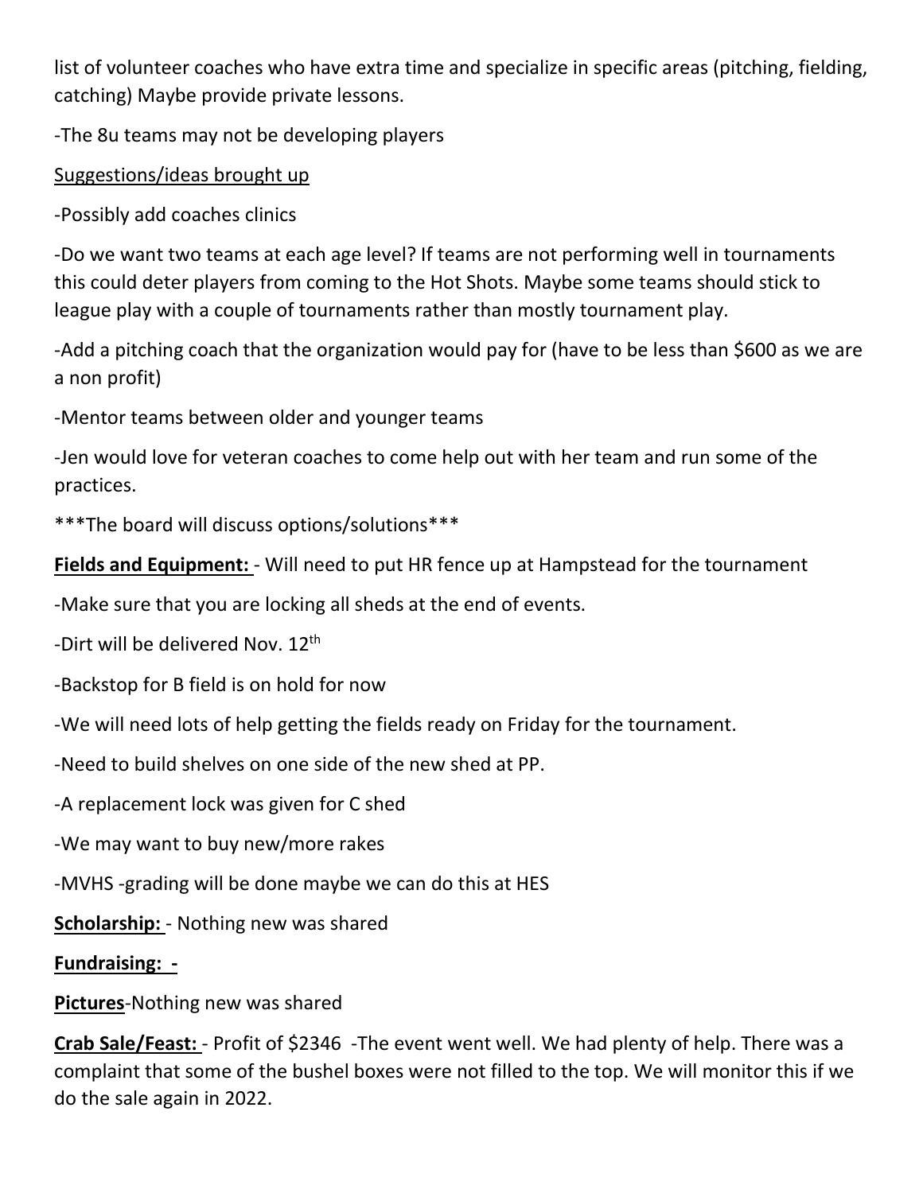list of volunteer coaches who have extra time and specialize in specific areas (pitching, fielding, catching) Maybe provide private lessons.

-The 8u teams may not be developing players

Suggestions/ideas brought up

-Possibly add coaches clinics

-Do we want two teams at each age level? If teams are not performing well in tournaments this could deter players from coming to the Hot Shots. Maybe some teams should stick to league play with a couple of tournaments rather than mostly tournament play.

-Add a pitching coach that the organization would pay for (have to be less than $600 as we are a non profit)

-Mentor teams between older and younger teams

-Jen would love for veteran coaches to come help out with her team and run some of the practices.

***The board will discuss options/solutions***

**Fields and Equipment:** - Will need to put HR fence up at Hampstead for the tournament

-Make sure that you are locking all sheds at the end of events.

-Dirt will be delivered Nov. 12th

-Backstop for B field is on hold for now

-We will need lots of help getting the fields ready on Friday for the tournament.

-Need to build shelves on one side of the new shed at PP.

-A replacement lock was given for C shed

-We may want to buy new/more rakes

-MVHS -grading will be done maybe we can do this at HES

**Scholarship:** - Nothing new was shared

**Fundraising: -**

**Pictures**-Nothing new was shared

**Crab Sale/Feast:** - Profit of $2346 -The event went well. We had plenty of help. There was a complaint that some of the bushel boxes were not filled to the top. We will monitor this if we do the sale again in 2022.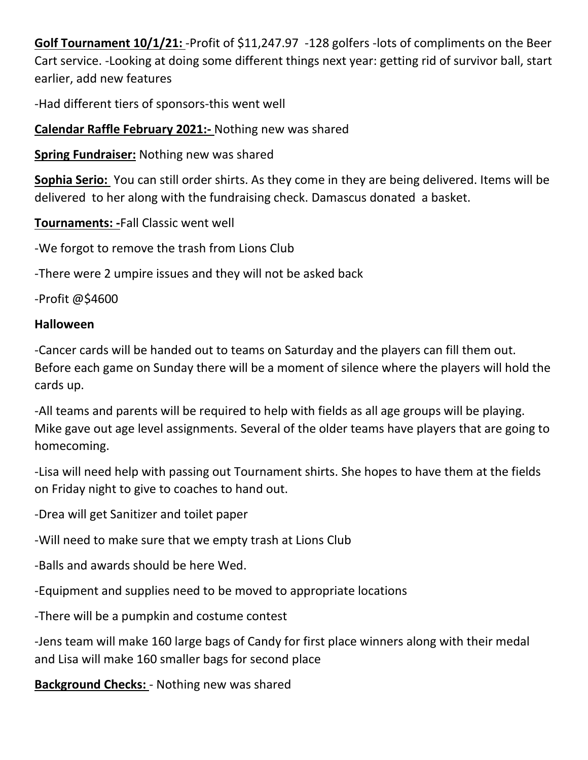**Golf Tournament 10/1/21:** -Profit of $11,247.97 -128 golfers -lots of compliments on the Beer Cart service. -Looking at doing some different things next year: getting rid of survivor ball, start earlier, add new features

-Had different tiers of sponsors-this went well

**Calendar Raffle February 2021:-** Nothing new was shared

**Spring Fundraiser:** Nothing new was shared

**Sophia Serio:** You can still order shirts. As they come in they are being delivered. Items will be delivered to her along with the fundraising check. Damascus donated a basket.

**Tournaments: -**Fall Classic went well

-We forgot to remove the trash from Lions Club

-There were 2 umpire issues and they will not be asked back

-Profit @$4600

**Halloween**

-Cancer cards will be handed out to teams on Saturday and the players can fill them out. Before each game on Sunday there will be a moment of silence where the players will hold the cards up.

-All teams and parents will be required to help with fields as all age groups will be playing. Mike gave out age level assignments. Several of the older teams have players that are going to homecoming.

-Lisa will need help with passing out Tournament shirts. She hopes to have them at the fields on Friday night to give to coaches to hand out.

-Drea will get Sanitizer and toilet paper

-Will need to make sure that we empty trash at Lions Club

-Balls and awards should be here Wed.

-Equipment and supplies need to be moved to appropriate locations

-There will be a pumpkin and costume contest

-Jens team will make 160 large bags of Candy for first place winners along with their medal and Lisa will make 160 smaller bags for second place

**Background Checks:** - Nothing new was shared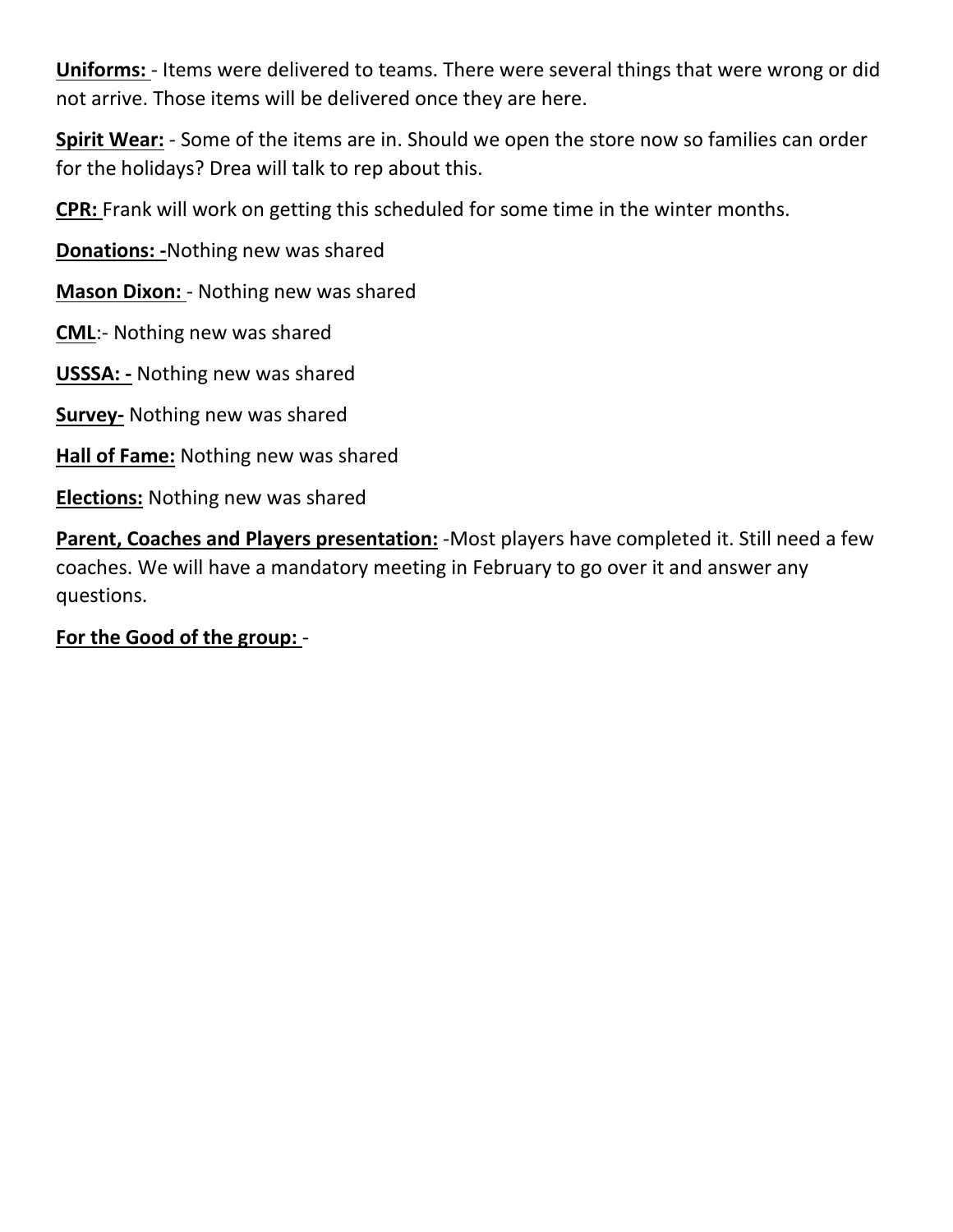**Uniforms:** - Items were delivered to teams. There were several things that were wrong or did not arrive. Those items will be delivered once they are here.

**Spirit Wear:** - Some of the items are in. Should we open the store now so families can order for the holidays? Drea will talk to rep about this.

**CPR:** Frank will work on getting this scheduled for some time in the winter months.

**Donations: -**Nothing new was shared

**Mason Dixon:** - Nothing new was shared

**CML**:- Nothing new was shared

**USSSA: -** Nothing new was shared

**Survey-** Nothing new was shared

**Hall of Fame:** Nothing new was shared

**Elections:** Nothing new was shared

**Parent, Coaches and Players presentation:** -Most players have completed it. Still need a few coaches. We will have a mandatory meeting in February to go over it and answer any questions.

**For the Good of the group:** -